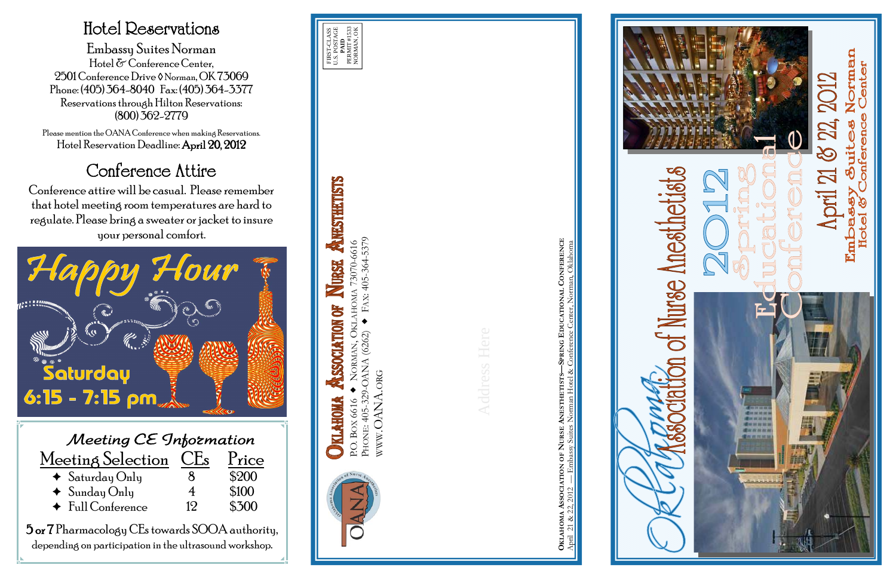# Hotel Reservations

**Embassy Suites Norman**
Hotel & Conference Center,
2501 Conference Drive ◊ Norman, OK 73069
Phone: (405) 364-8040 Fax: (405) 364-3377
Reservations through Hilton Reservations:
(800) 362-2779

Please mention the OANA Conference when making Reservations.
Hotel Reservation Deadline: **April 20, 2012**

# Conference Attire

Conference attire will be casual. Please remember that hotel meeting room temperatures are hard to regulate. Please bring a sweater or jacket to insure your personal comfort.

## Happy Hour

**Saturday**
**6:15 - 7:15 pm**

## Meeting CE Information

| Meeting Selection | CEs | Price |
|---|---|---|
| ✦ Saturday Only | 8 | $200 |
| ✦ Sunday Only | 4 | $100 |
| ✦ Full Conference | 12 | $300 |

**5 or 7** Pharmacology CEs towards SOOA authority, depending on participation in the ultrasound workshop.

---

FIRST-CLASS
U.S. POSTAGE
PAID
PERMIT #1533
NORMAN, OK

OANA

**Oklahoma Association of Nurse Anesthetists**
P.O. Box 6616 ✦ Norman, Oklahoma 73070-6616
Phone: 405-329-OANA (6262) ✦ Fax: 405-364-5379
www.OANA.org

Address Here

**Oklahoma Association of Nurse Anesthetists—Spring Educational Conference**
April 21 & 22, 2012 — Embassy Suites Norman Hotel & Conference Center, Norman, Oklahoma

---

# Oklahoma Association of Nurse Anesthetists

# 2012 Spring Educational Conference

## April 21 & 22, 2012

**Embassy Suites Norman**
**Hotel & Conference Center**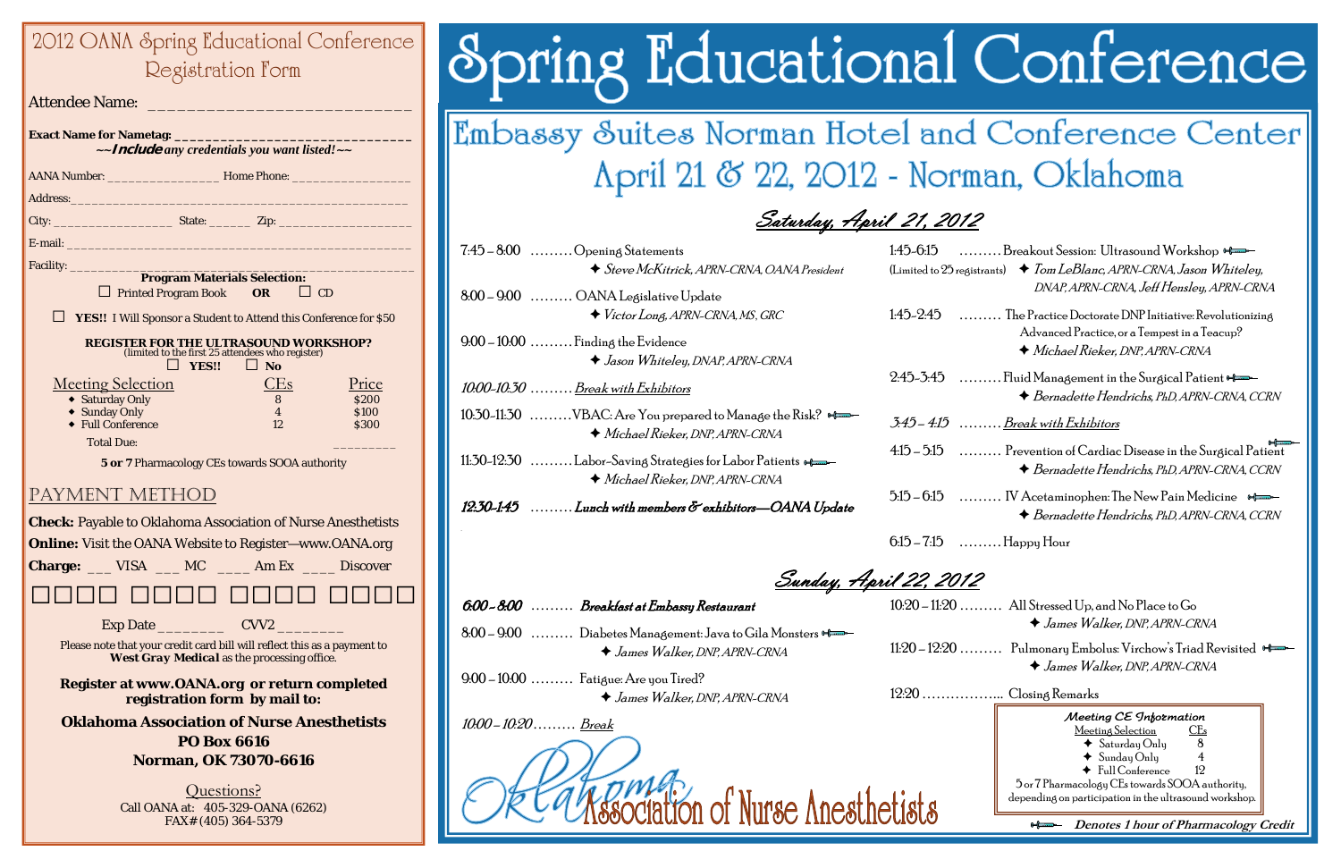# 2012 OANA Spring Educational Conference Registration Form

Attendee Name: ___________________________

**Exact Name for Nametag:** ___________________________

***~~Include** any credentials you want listed!~~*

AANA Number: _______________ Home Phone: _______________

Address: _______________________________________________

City: _______________ State: ______ Zip: _______________

E-mail: _______________________________________________

Facility: _______________________________________________

**Program Materials Selection:**

☐ Printed Program Book **OR** ☐ CD

☐ **YES!!** I Will Sponsor a Student to Attend this Conference for $50

**REGISTER FOR THE ULTRASOUND WORKSHOP?**
(limited to the first 25 attendees who register)

☐ **YES!!** ☐ **No**

| Meeting Selection | CEs | Price |
|---|---|---|
| ◆ Saturday Only | 8 | $200 |
| ◆ Sunday Only | 4 | $100 |
| ◆ Full Conference | 12 | $300 |
| Total Due: | | ________ |

**5 or 7** Pharmacology CEs towards SOOA authority

## PAYMENT METHOD

**Check:** Payable to Oklahoma Association of Nurse Anesthetists

**Online:** Visit the OANA Website to Register—www.OANA.org

**Charge:** ___ VISA ___ MC ____ Am Ex ____ Discover

☐☐☐☐ ☐☐☐☐ ☐☐☐☐ ☐☐☐☐

Exp Date ________ CVV2 ________

Please note that your credit card bill will reflect this as a payment to **West Gray Medical** as the processing office.

**Register at www.OANA.org or return completed registration form by mail to:**

**Oklahoma Association of Nurse Anesthetists**
**PO Box 6616**
**Norman, OK 73070-6616**

Questions?
Call OANA at: 405-329-OANA (6262)
FAX# (405) 364-5379

# Spring Educational Conference

## Embassy Suites Norman Hotel and Conference Center
## April 21 & 22, 2012 - Norman, Oklahoma

### Saturday, April 21, 2012

7:45 – 8:00 ……… Opening Statements
✦ *Steve McKitrick, APRN-CRNA, OANA President*

8:00 – 9:00 ……… OANA Legislative Update
✦ *Victor Long, APRN-CRNA, MS, GRC*

9:00 – 10:00 ……… Finding the Evidence
✦ *Jason Whiteley, DNAP, APRN-CRNA*

*10:00-10:30* ……… *Break with Exhibitors*

10:30-11:30 ……… VBAC: Are You prepared to Manage the Risk? (Pharmacology Credit)
✦ *Michael Rieker, DNP, APRN-CRNA*

11:30-12:30 ……… Labor-Saving Strategies for Labor Patients (Pharmacology Credit)
✦ *Michael Rieker, DNP, APRN-CRNA*

***12:30-1:45*** ……… ***Lunch with members & exhibitors—OANA Update***

1:45-6:15 ……… Breakout Session: Ultrasound Workshop (Pharmacology Credit)
(Limited to 25 registrants) ✦ *Tom LeBlanc, APRN-CRNA, Jason Whiteley, DNAP, APRN-CRNA, Jeff Hensley, APRN-CRNA*

1:45-2:45 ……… The Practice Doctorate DNP Initiative: Revolutionizing Advanced Practice, or a Tempest in a Teacup?
✦ *Michael Rieker, DNP, APRN-CRNA*

2:45-3:45 ……… Fluid Management in the Surgical Patient (Pharmacology Credit)
✦ *Bernadette Hendrichs, PhD, APRN-CRNA, CCRN*

*3:45 – 4:15* ……… *Break with Exhibitors*

4:15 – 5:15 ……… Prevention of Cardiac Disease in the Surgical Patient (Pharmacology Credit)
✦ *Bernadette Hendrichs, PhD, APRN-CRNA, CCRN*

5:15 – 6:15 ……… IV Acetaminophen: The New Pain Medicine (Pharmacology Credit)
✦ *Bernadette Hendrichs, PhD, APRN-CRNA, CCRN*

6:15 – 7:15 ……… Happy Hour

### Sunday, April 22, 2012

***6:00 - 8:00*** ……… ***Breakfast at Embassy Restaurant***

8:00 – 9:00 ……… Diabetes Management: Java to Gila Monsters (Pharmacology Credit)
✦ *James Walker, DNP, APRN-CRNA*

9:00 – 10:00 ……… Fatigue: Are you Tired?
✦ *James Walker, DNP, APRN-CRNA*

*10:00 – 10:20* ……… *Break*

10:20 – 11:20 ……… All Stressed Up, and No Place to Go
✦ *James Walker, DNP, APRN-CRNA*

11:20 – 12:20 ……… Pulmonary Embolus: Virchow's Triad Revisited (Pharmacology Credit)
✦ *James Walker, DNP, APRN-CRNA*

12:20 ……………... Closing Remarks

**Meeting CE Information**

| Meeting Selection | CEs |
|---|---|
| ✦ Saturday Only | 8 |
| ✦ Sunday Only | 4 |
| ✦ Full Conference | 12 |

5 or 7 Pharmacology CEs towards SOOA authority, depending on participation in the ultrasound workshop.

Oklahoma Association of Nurse Anesthetists

***Denotes 1 hour of Pharmacology Credit***